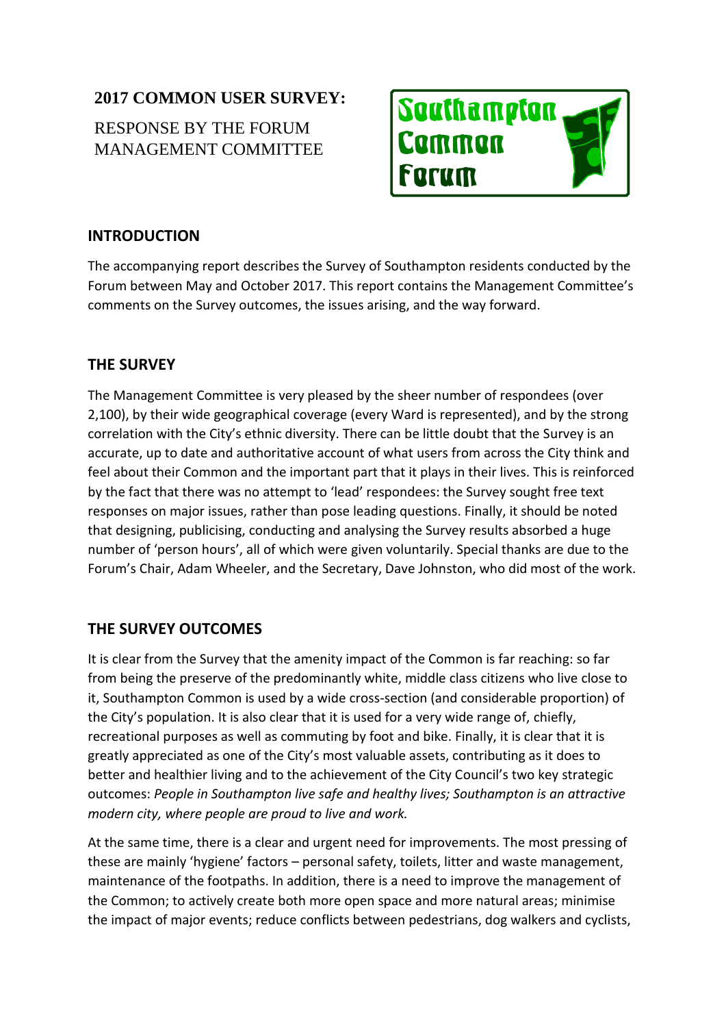# 2017 COMMON USER SURVEY:

RESPONSE BY THE FORUM MANAGEMENT COMMITTEE

Southampton Common Forum

## INTRODUCTION

The accompanying report describes the Survey of Southampton residents conducted by the Forum between May and October 2017. This report contains the Management Committee's comments on the Survey outcomes, the issues arising, and the way forward.

## THE SURVEY

The Management Committee is very pleased by the sheer number of respondees (over 2,100), by their wide geographical coverage (every Ward is represented), and by the strong correlation with the City's ethnic diversity. There can be little doubt that the Survey is an accurate, up to date and authoritative account of what users from across the City think and feel about their Common and the important part that it plays in their lives. This is reinforced by the fact that there was no attempt to 'lead' respondees: the Survey sought free text responses on major issues, rather than pose leading questions. Finally, it should be noted that designing, publicising, conducting and analysing the Survey results absorbed a huge number of 'person hours', all of which were given voluntarily. Special thanks are due to the Forum's Chair, Adam Wheeler, and the Secretary, Dave Johnston, who did most of the work.

## THE SURVEY OUTCOMES

It is clear from the Survey that the amenity impact of the Common is far reaching: so far from being the preserve of the predominantly white, middle class citizens who live close to it, Southampton Common is used by a wide cross-section (and considerable proportion) of the City's population. It is also clear that it is used for a very wide range of, chiefly, recreational purposes as well as commuting by foot and bike. Finally, it is clear that it is greatly appreciated as one of the City's most valuable assets, contributing as it does to better and healthier living and to the achievement of the City Council's two key strategic outcomes: *People in Southampton live safe and healthy lives; Southampton is an attractive modern city, where people are proud to live and work.*

At the same time, there is a clear and urgent need for improvements. The most pressing of these are mainly 'hygiene' factors – personal safety, toilets, litter and waste management, maintenance of the footpaths. In addition, there is a need to improve the management of the Common; to actively create both more open space and more natural areas; minimise the impact of major events; reduce conflicts between pedestrians, dog walkers and cyclists,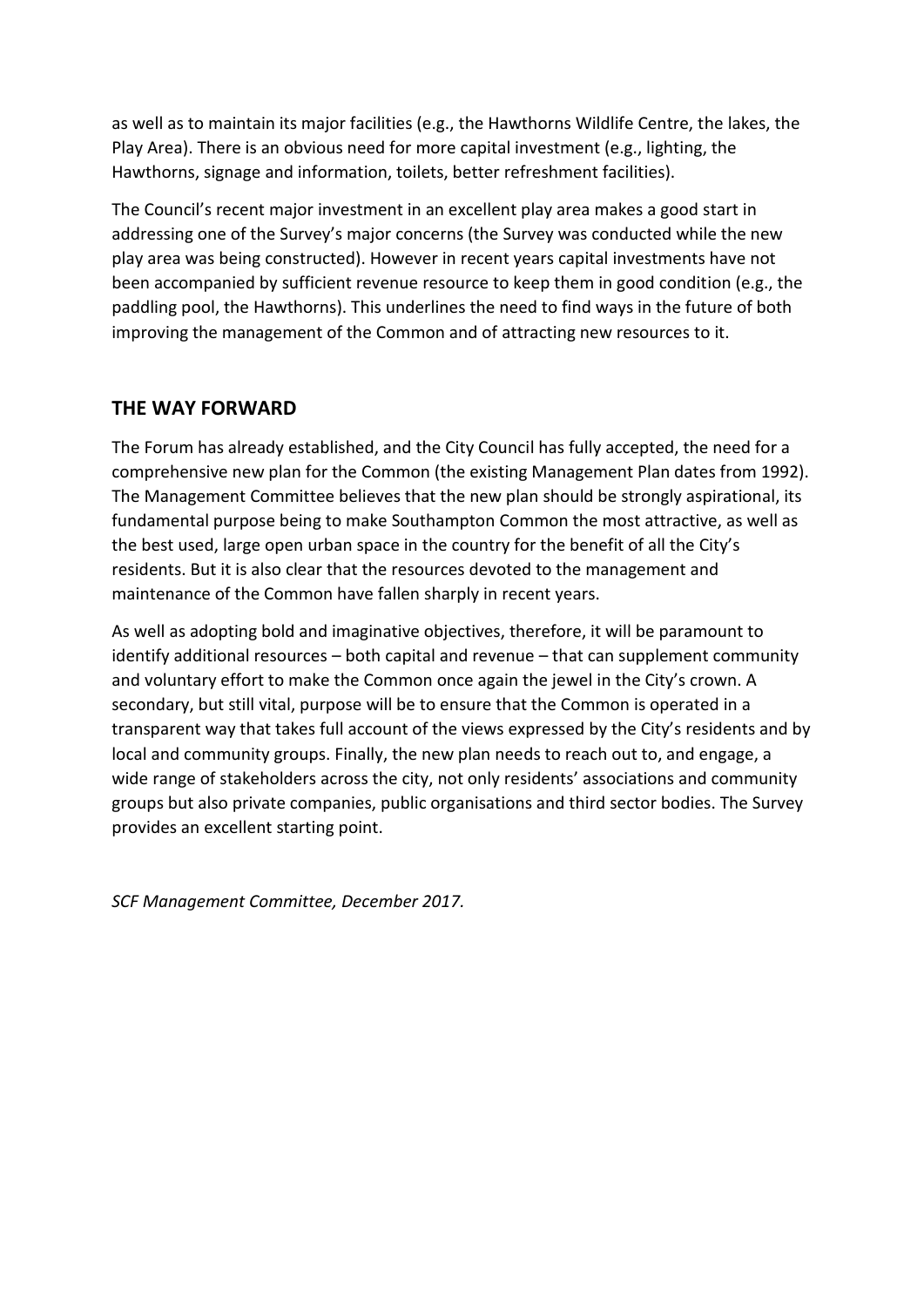as well as to maintain its major facilities (e.g., the Hawthorns Wildlife Centre, the lakes, the Play Area). There is an obvious need for more capital investment (e.g., lighting, the Hawthorns, signage and information, toilets, better refreshment facilities).

The Council's recent major investment in an excellent play area makes a good start in addressing one of the Survey's major concerns (the Survey was conducted while the new play area was being constructed). However in recent years capital investments have not been accompanied by sufficient revenue resource to keep them in good condition (e.g., the paddling pool, the Hawthorns). This underlines the need to find ways in the future of both improving the management of the Common and of attracting new resources to it.

## THE WAY FORWARD

The Forum has already established, and the City Council has fully accepted, the need for a comprehensive new plan for the Common (the existing Management Plan dates from 1992). The Management Committee believes that the new plan should be strongly aspirational, its fundamental purpose being to make Southampton Common the most attractive, as well as the best used, large open urban space in the country for the benefit of all the City's residents. But it is also clear that the resources devoted to the management and maintenance of the Common have fallen sharply in recent years.

As well as adopting bold and imaginative objectives, therefore, it will be paramount to identify additional resources – both capital and revenue – that can supplement community and voluntary effort to make the Common once again the jewel in the City's crown. A secondary, but still vital, purpose will be to ensure that the Common is operated in a transparent way that takes full account of the views expressed by the City's residents and by local and community groups. Finally, the new plan needs to reach out to, and engage, a wide range of stakeholders across the city, not only residents' associations and community groups but also private companies, public organisations and third sector bodies. The Survey provides an excellent starting point.

*SCF Management Committee, December 2017.*